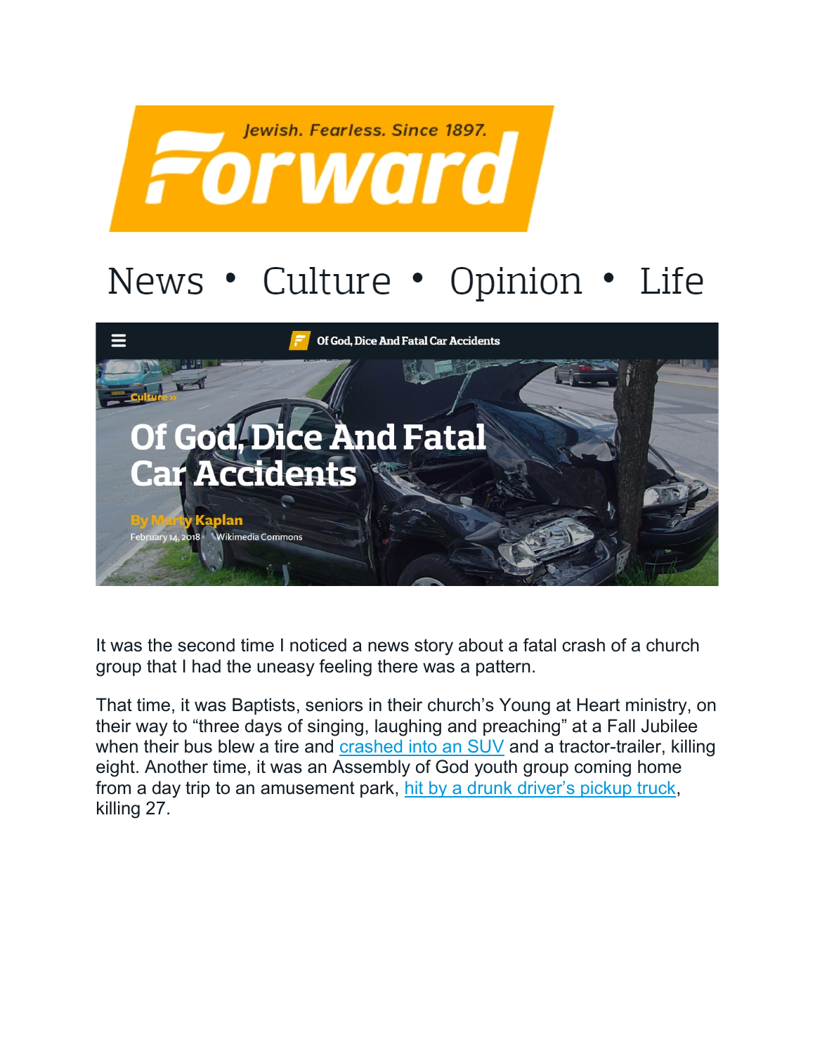Jewish. Fearless. Since 1897.

# Forward

News • Culture • Opinion • Life

Culture »

# Of God, Dice And Fatal Car Accidents

By Marty Kaplan

February 14, 2018 Wikimedia Commons

It was the second time I noticed a news story about a fatal crash of a church group that I had the uneasy feeling there was a pattern.

That time, it was Baptists, seniors in their church's Young at Heart ministry, on their way to "three days of singing, laughing and preaching" at a Fall Jubilee when their bus blew a tire and crashed into an SUV and a tractor-trailer, killing eight. Another time, it was an Assembly of God youth group coming home from a day trip to an amusement park, hit by a drunk driver's pickup truck, killing 27.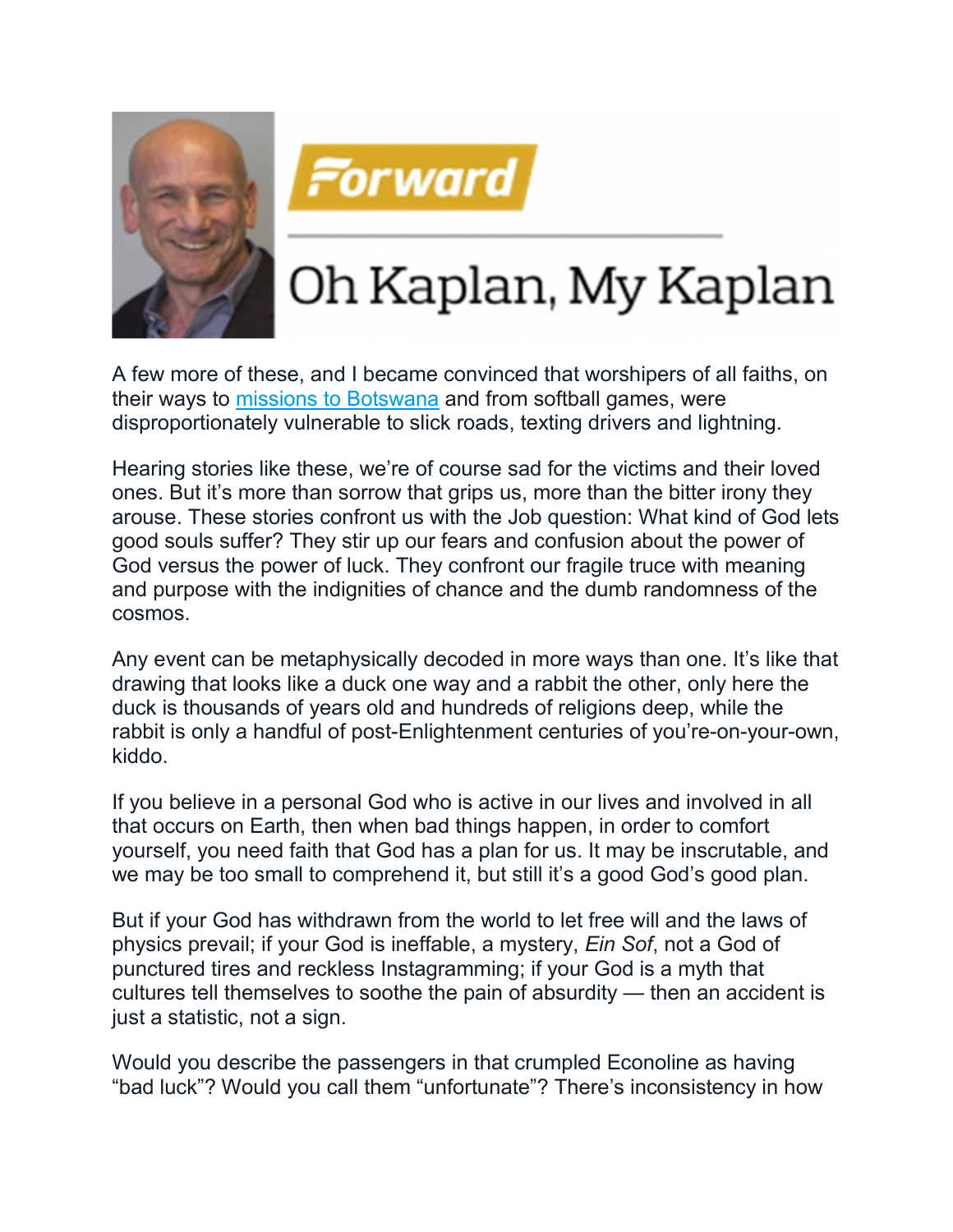# Oh Kaplan, My Kaplan

A few more of these, and I became convinced that worshipers of all faiths, on their ways to missions to Botswana and from softball games, were disproportionately vulnerable to slick roads, texting drivers and lightning.

Hearing stories like these, we're of course sad for the victims and their loved ones. But it's more than sorrow that grips us, more than the bitter irony they arouse. These stories confront us with the Job question: What kind of God lets good souls suffer? They stir up our fears and confusion about the power of God versus the power of luck. They confront our fragile truce with meaning and purpose with the indignities of chance and the dumb randomness of the cosmos.

Any event can be metaphysically decoded in more ways than one. It's like that drawing that looks like a duck one way and a rabbit the other, only here the duck is thousands of years old and hundreds of religions deep, while the rabbit is only a handful of post-Enlightenment centuries of you're-on-your-own, kiddo.

If you believe in a personal God who is active in our lives and involved in all that occurs on Earth, then when bad things happen, in order to comfort yourself, you need faith that God has a plan for us. It may be inscrutable, and we may be too small to comprehend it, but still it's a good God's good plan.

But if your God has withdrawn from the world to let free will and the laws of physics prevail; if your God is ineffable, a mystery, *Ein Sof*, not a God of punctured tires and reckless Instagramming; if your God is a myth that cultures tell themselves to soothe the pain of absurdity — then an accident is just a statistic, not a sign.

Would you describe the passengers in that crumpled Econoline as having "bad luck"? Would you call them "unfortunate"? There's inconsistency in how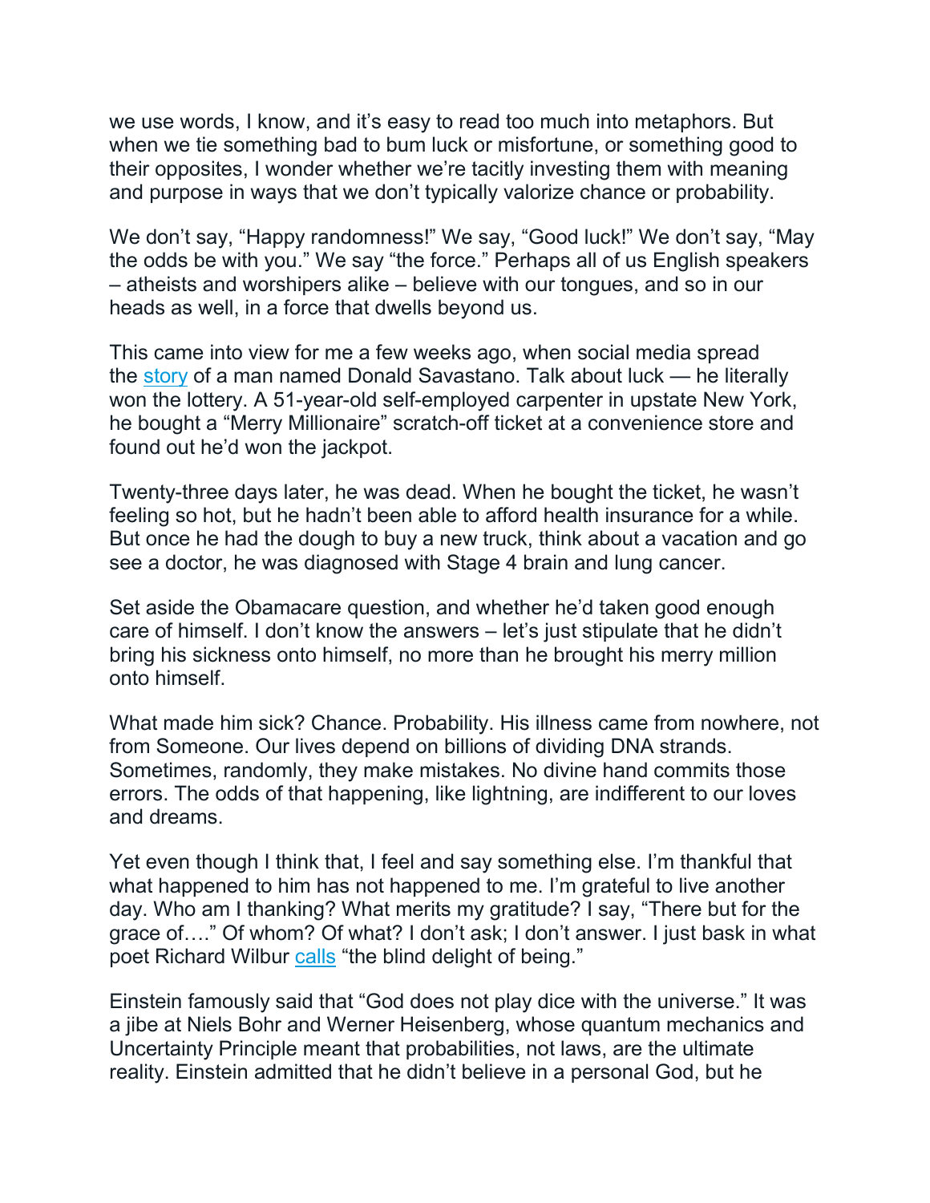we use words, I know, and it's easy to read too much into metaphors. But when we tie something bad to bum luck or misfortune, or something good to their opposites, I wonder whether we're tacitly investing them with meaning and purpose in ways that we don't typically valorize chance or probability.

We don't say, "Happy randomness!" We say, "Good luck!" We don't say, "May the odds be with you." We say "the force." Perhaps all of us English speakers – atheists and worshipers alike – believe with our tongues, and so in our heads as well, in a force that dwells beyond us.

This came into view for me a few weeks ago, when social media spread the story of a man named Donald Savastano. Talk about luck — he literally won the lottery. A 51-year-old self-employed carpenter in upstate New York, he bought a "Merry Millionaire" scratch-off ticket at a convenience store and found out he'd won the jackpot.

Twenty-three days later, he was dead. When he bought the ticket, he wasn't feeling so hot, but he hadn't been able to afford health insurance for a while. But once he had the dough to buy a new truck, think about a vacation and go see a doctor, he was diagnosed with Stage 4 brain and lung cancer.

Set aside the Obamacare question, and whether he'd taken good enough care of himself. I don't know the answers – let's just stipulate that he didn't bring his sickness onto himself, no more than he brought his merry million onto himself.

What made him sick? Chance. Probability. His illness came from nowhere, not from Someone. Our lives depend on billions of dividing DNA strands. Sometimes, randomly, they make mistakes. No divine hand commits those errors. The odds of that happening, like lightning, are indifferent to our loves and dreams.

Yet even though I think that, I feel and say something else. I'm thankful that what happened to him has not happened to me. I'm grateful to live another day. Who am I thanking? What merits my gratitude? I say, "There but for the grace of…." Of whom? Of what? I don't ask; I don't answer. I just bask in what poet Richard Wilbur calls "the blind delight of being."

Einstein famously said that "God does not play dice with the universe." It was a jibe at Niels Bohr and Werner Heisenberg, whose quantum mechanics and Uncertainty Principle meant that probabilities, not laws, are the ultimate reality. Einstein admitted that he didn't believe in a personal God, but he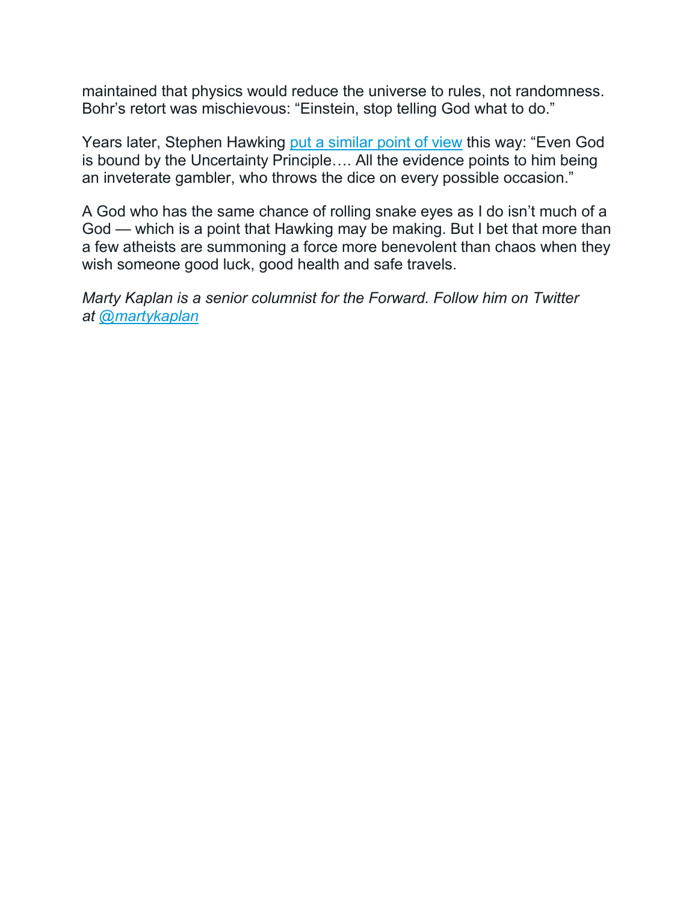maintained that physics would reduce the universe to rules, not randomness. Bohr's retort was mischievous: "Einstein, stop telling God what to do."

Years later, Stephen Hawking put a similar point of view this way: "Even God is bound by the Uncertainty Principle…. All the evidence points to him being an inveterate gambler, who throws the dice on every possible occasion."

A God who has the same chance of rolling snake eyes as I do isn't much of a God — which is a point that Hawking may be making. But I bet that more than a few atheists are summoning a force more benevolent than chaos when they wish someone good luck, good health and safe travels.

*Marty Kaplan is a senior columnist for the Forward. Follow him on Twitter at @martykaplan*